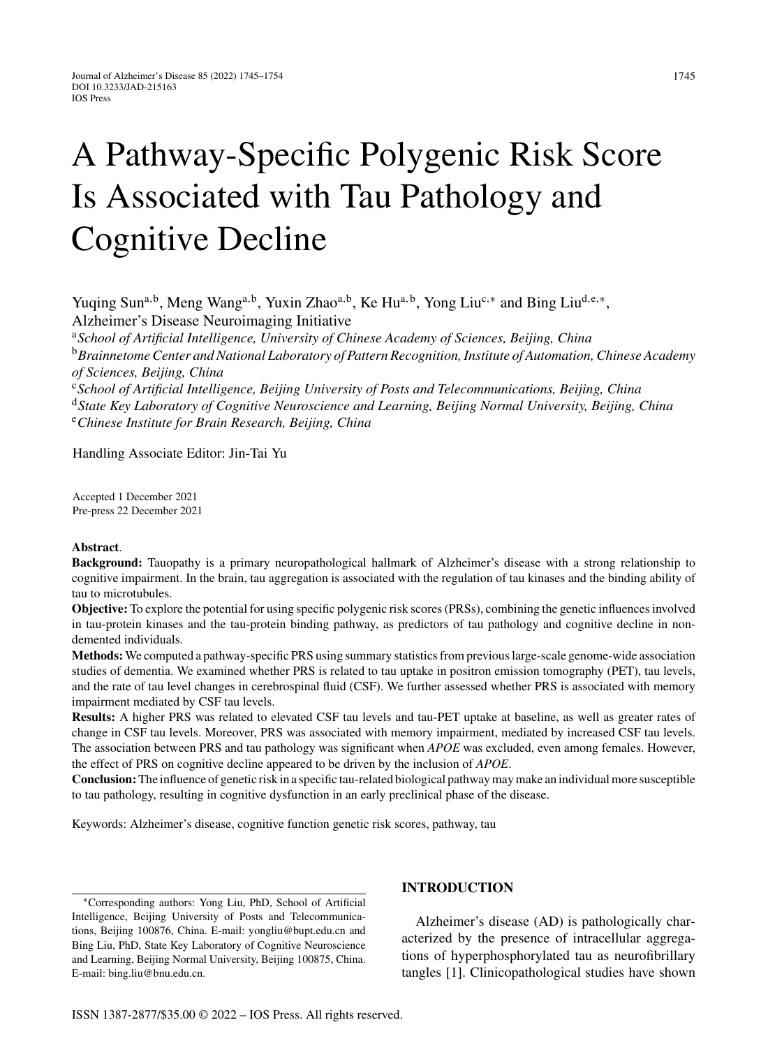# A Pathway-Specific Polygenic Risk Score Is Associated with Tau Pathology and Cognitive Decline

Yuqing Sun[a,b], Meng Wang[a,b], Yuxin Zhao[a,b], Ke Hu[a,b], Yong Liu[c,*] and Bing Liu[d,e,*], Alzheimer's Disease Neuroimaging Initiative

[a] *School of Artificial Intelligence, University of Chinese Academy of Sciences, Beijing, China*

[b] *Brainnetome Center and National Laboratory of Pattern Recognition, Institute of Automation, Chinese Academy of Sciences, Beijing, China*

[c] *School of Artificial Intelligence, Beijing University of Posts and Telecommunications, Beijing, China*

[d] *State Key Laboratory of Cognitive Neuroscience and Learning, Beijing Normal University, Beijing, China*

[e] *Chinese Institute for Brain Research, Beijing, China*

Handling Associate Editor: Jin-Tai Yu

Accepted 1 December 2021
Pre-press 22 December 2021

**Abstract**.

**Background:** Tauopathy is a primary neuropathological hallmark of Alzheimer's disease with a strong relationship to cognitive impairment. In the brain, tau aggregation is associated with the regulation of tau kinases and the binding ability of tau to microtubules.

**Objective:** To explore the potential for using specific polygenic risk scores (PRSs), combining the genetic influences involved in tau-protein kinases and the tau-protein binding pathway, as predictors of tau pathology and cognitive decline in non-demented individuals.

**Methods:** We computed a pathway-specific PRS using summary statistics from previous large-scale genome-wide association studies of dementia. We examined whether PRS is related to tau uptake in positron emission tomography (PET), tau levels, and the rate of tau level changes in cerebrospinal fluid (CSF). We further assessed whether PRS is associated with memory impairment mediated by CSF tau levels.

**Results:** A higher PRS was related to elevated CSF tau levels and tau-PET uptake at baseline, as well as greater rates of change in CSF tau levels. Moreover, PRS was associated with memory impairment, mediated by increased CSF tau levels. The association between PRS and tau pathology was significant when *APOE* was excluded, even among females. However, the effect of PRS on cognitive decline appeared to be driven by the inclusion of *APOE*.

**Conclusion:** The influence of genetic risk in a specific tau-related biological pathway may make an individual more susceptible to tau pathology, resulting in cognitive dysfunction in an early preclinical phase of the disease.

Keywords: Alzheimer's disease, cognitive function genetic risk scores, pathway, tau

## INTRODUCTION

Alzheimer's disease (AD) is pathologically characterized by the presence of intracellular aggregations of hyperphosphorylated tau as neurofibrillary tangles [1]. Clinicopathological studies have shown

---

*Corresponding authors: Yong Liu, PhD, School of Artificial Intelligence, Beijing University of Posts and Telecommunications, Beijing 100876, China. E-mail: yongliu@bupt.edu.cn and Bing Liu, PhD, State Key Laboratory of Cognitive Neuroscience and Learning, Beijing Normal University, Beijing 100875, China. E-mail: bing.liu@bnu.edu.cn.

ISSN 1387-2877/$35.00 © 2022 – IOS Press. All rights reserved.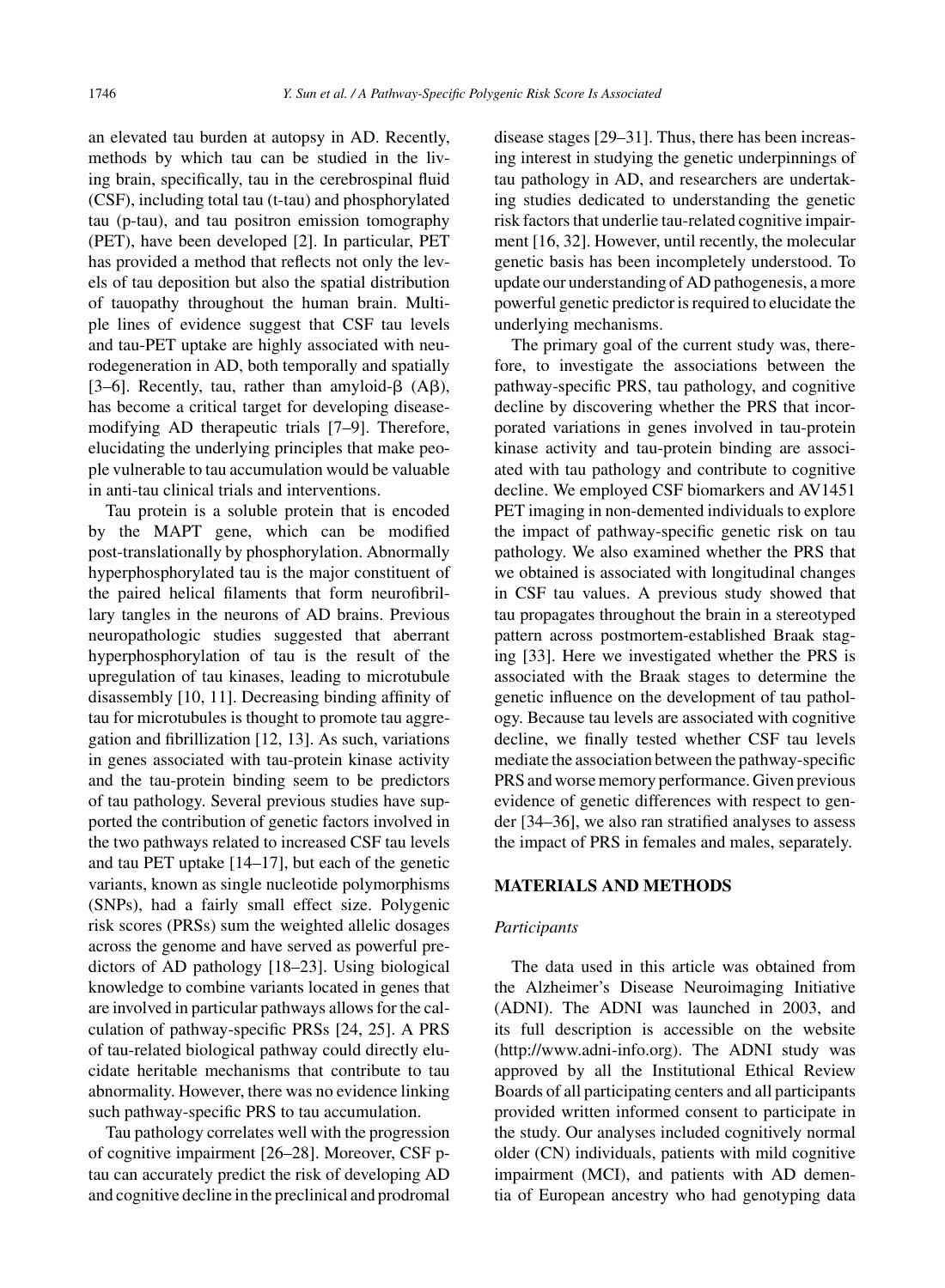an elevated tau burden at autopsy in AD. Recently, methods by which tau can be studied in the living brain, specifically, tau in the cerebrospinal fluid (CSF), including total tau (t-tau) and phosphorylated tau (p-tau), and tau positron emission tomography (PET), have been developed [2]. In particular, PET has provided a method that reflects not only the levels of tau deposition but also the spatial distribution of tauopathy throughout the human brain. Multiple lines of evidence suggest that CSF tau levels and tau-PET uptake are highly associated with neurodegeneration in AD, both temporally and spatially [3–6]. Recently, tau, rather than amyloid-β (Aβ), has become a critical target for developing disease-modifying AD therapeutic trials [7–9]. Therefore, elucidating the underlying principles that make people vulnerable to tau accumulation would be valuable in anti-tau clinical trials and interventions.

Tau protein is a soluble protein that is encoded by the MAPT gene, which can be modified post-translationally by phosphorylation. Abnormally hyperphosphorylated tau is the major constituent of the paired helical filaments that form neurofibrillary tangles in the neurons of AD brains. Previous neuropathologic studies suggested that aberrant hyperphosphorylation of tau is the result of the upregulation of tau kinases, leading to microtubule disassembly [10, 11]. Decreasing binding affinity of tau for microtubules is thought to promote tau aggregation and fibrillization [12, 13]. As such, variations in genes associated with tau-protein kinase activity and the tau-protein binding seem to be predictors of tau pathology. Several previous studies have supported the contribution of genetic factors involved in the two pathways related to increased CSF tau levels and tau PET uptake [14–17], but each of the genetic variants, known as single nucleotide polymorphisms (SNPs), had a fairly small effect size. Polygenic risk scores (PRSs) sum the weighted allelic dosages across the genome and have served as powerful predictors of AD pathology [18–23]. Using biological knowledge to combine variants located in genes that are involved in particular pathways allows for the calculation of pathway-specific PRSs [24, 25]. A PRS of tau-related biological pathway could directly elucidate heritable mechanisms that contribute to tau abnormality. However, there was no evidence linking such pathway-specific PRS to tau accumulation.

Tau pathology correlates well with the progression of cognitive impairment [26–28]. Moreover, CSF p-tau can accurately predict the risk of developing AD and cognitive decline in the preclinical and prodromal disease stages [29–31]. Thus, there has been increasing interest in studying the genetic underpinnings of tau pathology in AD, and researchers are undertaking studies dedicated to understanding the genetic risk factors that underlie tau-related cognitive impairment [16, 32]. However, until recently, the molecular genetic basis has been incompletely understood. To update our understanding of AD pathogenesis, a more powerful genetic predictor is required to elucidate the underlying mechanisms.

The primary goal of the current study was, therefore, to investigate the associations between the pathway-specific PRS, tau pathology, and cognitive decline by discovering whether the PRS that incorporated variations in genes involved in tau-protein kinase activity and tau-protein binding are associated with tau pathology and contribute to cognitive decline. We employed CSF biomarkers and AV1451 PET imaging in non-demented individuals to explore the impact of pathway-specific genetic risk on tau pathology. We also examined whether the PRS that we obtained is associated with longitudinal changes in CSF tau values. A previous study showed that tau propagates throughout the brain in a stereotyped pattern across postmortem-established Braak staging [33]. Here we investigated whether the PRS is associated with the Braak stages to determine the genetic influence on the development of tau pathology. Because tau levels are associated with cognitive decline, we finally tested whether CSF tau levels mediate the association between the pathway-specific PRS and worse memory performance. Given previous evidence of genetic differences with respect to gender [34–36], we also ran stratified analyses to assess the impact of PRS in females and males, separately.

## MATERIALS AND METHODS

### *Participants*

The data used in this article was obtained from the Alzheimer's Disease Neuroimaging Initiative (ADNI). The ADNI was launched in 2003, and its full description is accessible on the website (http://www.adni-info.org). The ADNI study was approved by all the Institutional Ethical Review Boards of all participating centers and all participants provided written informed consent to participate in the study. Our analyses included cognitively normal older (CN) individuals, patients with mild cognitive impairment (MCI), and patients with AD dementia of European ancestry who had genotyping data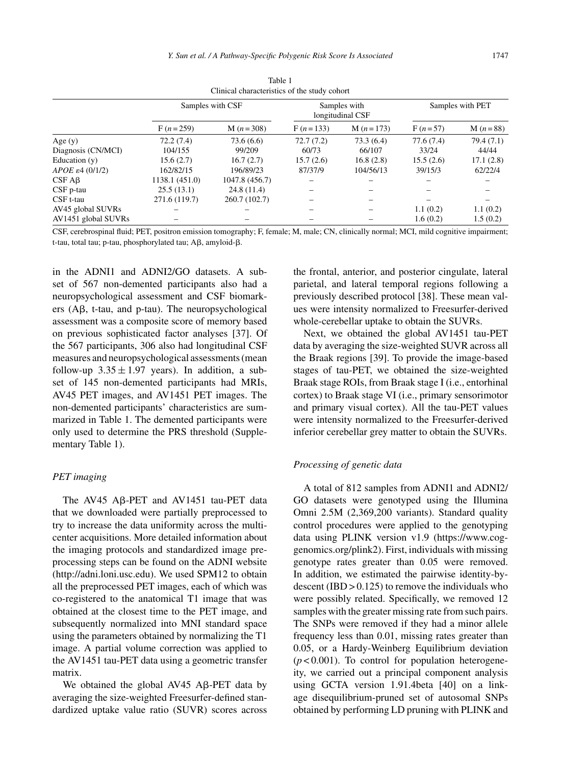Table 1
Clinical characteristics of the study cohort

| | Samples with CSF | | Samples with longitudinal CSF | | Samples with PET | |
|---|---|---|---|---|---|---|
| | F ($n = 259$) | M ($n = 308$) | F ($n = 133$) | M ($n = 173$) | F ($n = 57$) | M ($n = 88$) |
| Age (y) | 72.2 (7.4) | 73.6 (6.6) | 72.7 (7.2) | 73.3 (6.4) | 77.6 (7.4) | 79.4 (7.1) |
| Diagnosis (CN/MCI) | 104/155 | 99/209 | 60/73 | 66/107 | 33/24 | 44/44 |
| Education (y) | 15.6 (2.7) | 16.7 (2.7) | 15.7 (2.6) | 16.8 (2.8) | 15.5 (2.6) | 17.1 (2.8) |
| *APOE* ε4 (0/1/2) | 162/82/15 | 196/89/23 | 87/37/9 | 104/56/13 | 39/15/3 | 62/22/4 |
| CSF Aβ | 1138.1 (451.0) | 1047.8 (456.7) | – | – | – | – |
| CSF p-tau | 25.5 (13.1) | 24.8 (11.4) | – | – | – | – |
| CSF t-tau | 271.6 (119.7) | 260.7 (102.7) | – | – | – | – |
| AV45 global SUVRs | – | – | – | – | 1.1 (0.2) | 1.1 (0.2) |
| AV1451 global SUVRs | – | – | – | – | 1.6 (0.2) | 1.5 (0.2) |

CSF, cerebrospinal fluid; PET, positron emission tomography; F, female; M, male; CN, clinically normal; MCI, mild cognitive impairment; t-tau, total tau; p-tau, phosphorylated tau; Aβ, amyloid-β.

in the ADNI1 and ADNI2/GO datasets. A subset of 567 non-demented participants also had a neuropsychological assessment and CSF biomarkers (Aβ, t-tau, and p-tau). The neuropsychological assessment was a composite score of memory based on previous sophisticated factor analyses [37]. Of the 567 participants, 306 also had longitudinal CSF measures and neuropsychological assessments (mean follow-up $3.35 \pm 1.97$ years). In addition, a subset of 145 non-demented participants had MRIs, AV45 PET images, and AV1451 PET images. The non-demented participants' characteristics are summarized in Table 1. The demented participants were only used to determine the PRS threshold (Supplementary Table 1).

### *PET imaging*

The AV45 Aβ-PET and AV1451 tau-PET data that we downloaded were partially preprocessed to try to increase the data uniformity across the multicenter acquisitions. More detailed information about the imaging protocols and standardized image preprocessing steps can be found on the ADNI website (http://adni.loni.usc.edu). We used SPM12 to obtain all the preprocessed PET images, each of which was co-registered to the anatomical T1 image that was obtained at the closest time to the PET image, and subsequently normalized into MNI standard space using the parameters obtained by normalizing the T1 image. A partial volume correction was applied to the AV1451 tau-PET data using a geometric transfer matrix.

We obtained the global AV45 Aβ-PET data by averaging the size-weighted Freesurfer-defined standardized uptake value ratio (SUVR) scores across the frontal, anterior, and posterior cingulate, lateral parietal, and lateral temporal regions following a previously described protocol [38]. These mean values were intensity normalized to Freesurfer-derived whole-cerebellar uptake to obtain the SUVRs.

Next, we obtained the global AV1451 tau-PET data by averaging the size-weighted SUVR across all the Braak regions [39]. To provide the image-based stages of tau-PET, we obtained the size-weighted Braak stage ROIs, from Braak stage I (i.e., entorhinal cortex) to Braak stage VI (i.e., primary sensorimotor and primary visual cortex). All the tau-PET values were intensity normalized to the Freesurfer-derived inferior cerebellar grey matter to obtain the SUVRs.

### *Processing of genetic data*

A total of 812 samples from ADNI1 and ADNI2/GO datasets were genotyped using the Illumina Omni 2.5M (2,369,200 variants). Standard quality control procedures were applied to the genotyping data using PLINK version v1.9 (https://www.cog-genomics.org/plink2). First, individuals with missing genotype rates greater than 0.05 were removed. In addition, we estimated the pairwise identity-by-descent (IBD > 0.125) to remove the individuals who were possibly related. Specifically, we removed 12 samples with the greater missing rate from such pairs. The SNPs were removed if they had a minor allele frequency less than 0.01, missing rates greater than 0.05, or a Hardy-Weinberg Equilibrium deviation ($p < 0.001$). To control for population heterogeneity, we carried out a principal component analysis using GCTA version 1.91.4beta [40] on a linkage disequilibrium-pruned set of autosomal SNPs obtained by performing LD pruning with PLINK and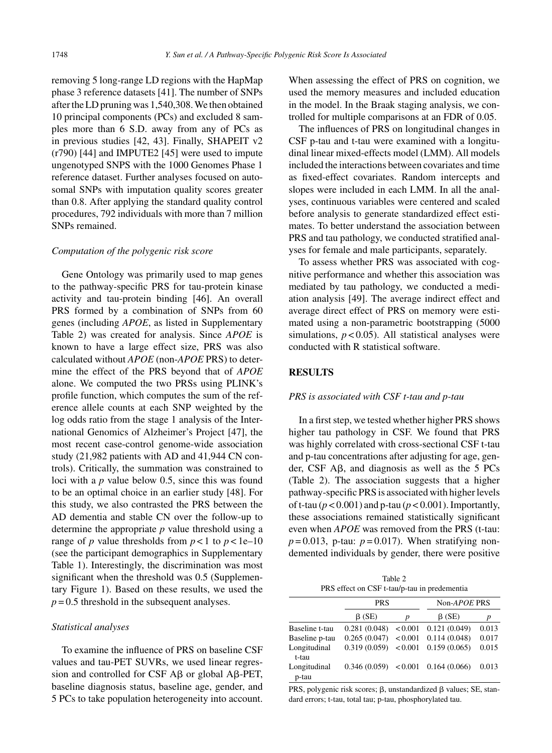removing 5 long-range LD regions with the HapMap phase 3 reference datasets [41]. The number of SNPs after the LD pruning was 1,540,308. We then obtained 10 principal components (PCs) and excluded 8 samples more than 6 S.D. away from any of PCs as in previous studies [42, 43]. Finally, SHAPEIT v2 (r790) [44] and IMPUTE2 [45] were used to impute ungenotyped SNPS with the 1000 Genomes Phase 1 reference dataset. Further analyses focused on autosomal SNPs with imputation quality scores greater than 0.8. After applying the standard quality control procedures, 792 individuals with more than 7 million SNPs remained.

### *Computation of the polygenic risk score*

Gene Ontology was primarily used to map genes to the pathway-specific PRS for tau-protein kinase activity and tau-protein binding [46]. An overall PRS formed by a combination of SNPs from 60 genes (including *APOE*, as listed in Supplementary Table 2) was created for analysis. Since *APOE* is known to have a large effect size, PRS was also calculated without *APOE* (non-*APOE* PRS) to determine the effect of the PRS beyond that of *APOE* alone. We computed the two PRSs using PLINK's profile function, which computes the sum of the reference allele counts at each SNP weighted by the log odds ratio from the stage 1 analysis of the International Genomics of Alzheimer's Project [47], the most recent case-control genome-wide association study (21,982 patients with AD and 41,944 CN controls). Critically, the summation was constrained to loci with a $p$ value below 0.5, since this was found to be an optimal choice in an earlier study [48]. For this study, we also contrasted the PRS between the AD dementia and stable CN over the follow-up to determine the appropriate $p$ value threshold using a range of $p$ value thresholds from $p < 1$ to $p < 1e{-}10$ (see the participant demographics in Supplementary Table 1). Interestingly, the discrimination was most significant when the threshold was 0.5 (Supplementary Figure 1). Based on these results, we used the $p = 0.5$ threshold in the subsequent analyses.

### *Statistical analyses*

To examine the influence of PRS on baseline CSF values and tau-PET SUVRs, we used linear regression and controlled for CSF Aβ or global Aβ-PET, baseline diagnosis status, baseline age, gender, and 5 PCs to take population heterogeneity into account. When assessing the effect of PRS on cognition, we used the memory measures and included education in the model. In the Braak staging analysis, we controlled for multiple comparisons at an FDR of 0.05.

The influences of PRS on longitudinal changes in CSF p-tau and t-tau were examined with a longitudinal linear mixed-effects model (LMM). All models included the interactions between covariates and time as fixed-effect covariates. Random intercepts and slopes were included in each LMM. In all the analyses, continuous variables were centered and scaled before analysis to generate standardized effect estimates. To better understand the association between PRS and tau pathology, we conducted stratified analyses for female and male participants, separately.

To assess whether PRS was associated with cognitive performance and whether this association was mediated by tau pathology, we conducted a mediation analysis [49]. The average indirect effect and average direct effect of PRS on memory were estimated using a non-parametric bootstrapping (5000 simulations, $p < 0.05$). All statistical analyses were conducted with R statistical software.

## RESULTS

### *PRS is associated with CSF t-tau and p-tau*

In a first step, we tested whether higher PRS shows higher tau pathology in CSF. We found that PRS was highly correlated with cross-sectional CSF t-tau and p-tau concentrations after adjusting for age, gender, CSF Aβ, and diagnosis as well as the 5 PCs (Table 2). The association suggests that a higher pathway-specific PRS is associated with higher levels of t-tau ($p < 0.001$) and p-tau ($p < 0.001$). Importantly, these associations remained statistically significant even when *APOE* was removed from the PRS (t-tau: $p = 0.013$, p-tau: $p = 0.017$). When stratifying non-demented individuals by gender, there were positive

Table 2
PRS effect on CSF t-tau/p-tau in predementia

| | PRS | | Non-*APOE* PRS | |
|---|---|---|---|---|
| | β (SE) | $p$ | β (SE) | $p$ |
| Baseline t-tau | 0.281 (0.048) | <0.001 | 0.121 (0.049) | 0.013 |
| Baseline p-tau | 0.265 (0.047) | <0.001 | 0.114 (0.048) | 0.017 |
| Longitudinal t-tau | 0.319 (0.059) | <0.001 | 0.159 (0.065) | 0.015 |
| Longitudinal p-tau | 0.346 (0.059) | <0.001 | 0.164 (0.066) | 0.013 |

PRS, polygenic risk scores; β, unstandardized β values; SE, standard errors; t-tau, total tau; p-tau, phosphorylated tau.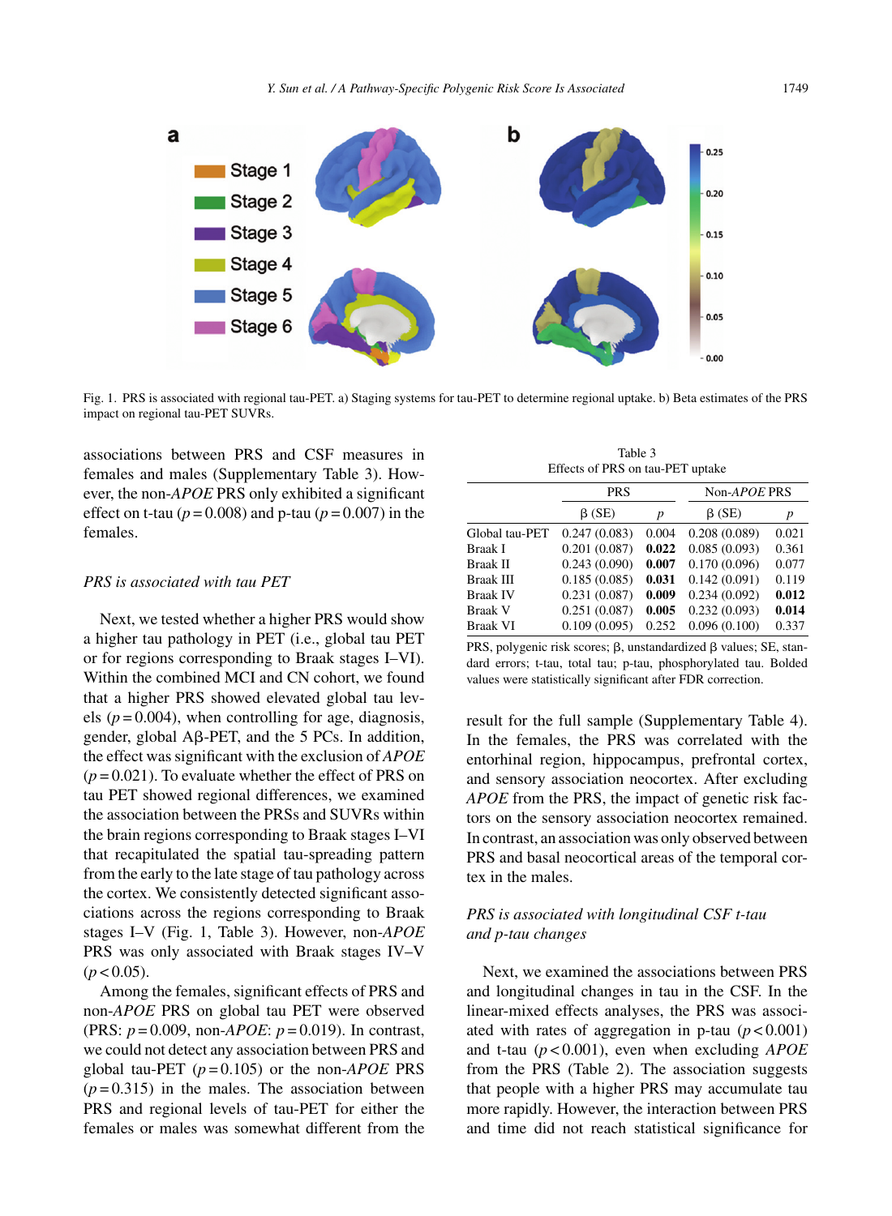Fig. 1. PRS is associated with regional tau-PET. a) Staging systems for tau-PET to determine regional uptake. b) Beta estimates of the PRS impact on regional tau-PET SUVRs.

associations between PRS and CSF measures in females and males (Supplementary Table 3). However, the non-*APOE* PRS only exhibited a significant effect on t-tau ($p = 0.008$) and p-tau ($p = 0.007$) in the females.

### *PRS is associated with tau PET*

Next, we tested whether a higher PRS would show a higher tau pathology in PET (i.e., global tau PET or for regions corresponding to Braak stages I–VI). Within the combined MCI and CN cohort, we found that a higher PRS showed elevated global tau levels ($p = 0.004$), when controlling for age, diagnosis, gender, global Aβ-PET, and the 5 PCs. In addition, the effect was significant with the exclusion of *APOE* ($p = 0.021$). To evaluate whether the effect of PRS on tau PET showed regional differences, we examined the association between the PRSs and SUVRs within the brain regions corresponding to Braak stages I–VI that recapitulated the spatial tau-spreading pattern from the early to the late stage of tau pathology across the cortex. We consistently detected significant associations across the regions corresponding to Braak stages I–V (Fig. 1, Table 3). However, non-*APOE* PRS was only associated with Braak stages IV–V ($p < 0.05$).

Among the females, significant effects of PRS and non-*APOE* PRS on global tau PET were observed (PRS: $p = 0.009$, non-*APOE*: $p = 0.019$). In contrast, we could not detect any association between PRS and global tau-PET ($p = 0.105$) or the non-*APOE* PRS ($p = 0.315$) in the males. The association between PRS and regional levels of tau-PET for either the females or males was somewhat different from the result for the full sample (Supplementary Table 4). In the females, the PRS was correlated with the entorhinal region, hippocampus, prefrontal cortex, and sensory association neocortex. After excluding *APOE* from the PRS, the impact of genetic risk factors on the sensory association neocortex remained. In contrast, an association was only observed between PRS and basal neocortical areas of the temporal cortex in the males.

Table 3
Effects of PRS on tau-PET uptake

| | PRS | | Non-*APOE* PRS | |
|---|---|---|---|---|
| | β (SE) | *p* | β (SE) | *p* |
| Global tau-PET | 0.247 (0.083) | 0.004 | 0.208 (0.089) | 0.021 |
| Braak I | 0.201 (0.087) | **0.022** | 0.085 (0.093) | 0.361 |
| Braak II | 0.243 (0.090) | **0.007** | 0.170 (0.096) | 0.077 |
| Braak III | 0.185 (0.085) | **0.031** | 0.142 (0.091) | 0.119 |
| Braak IV | 0.231 (0.087) | **0.009** | 0.234 (0.092) | **0.012** |
| Braak V | 0.251 (0.087) | **0.005** | 0.232 (0.093) | **0.014** |
| Braak VI | 0.109 (0.095) | 0.252 | 0.096 (0.100) | 0.337 |

PRS, polygenic risk scores; β, unstandardized β values; SE, standard errors; t-tau, total tau; p-tau, phosphorylated tau. Bolded values were statistically significant after FDR correction.

### *PRS is associated with longitudinal CSF t-tau and p-tau changes*

Next, we examined the associations between PRS and longitudinal changes in tau in the CSF. In the linear-mixed effects analyses, the PRS was associated with rates of aggregation in p-tau ($p < 0.001$) and t-tau ($p < 0.001$), even when excluding *APOE* from the PRS (Table 2). The association suggests that people with a higher PRS may accumulate tau more rapidly. However, the interaction between PRS and time did not reach statistical significance for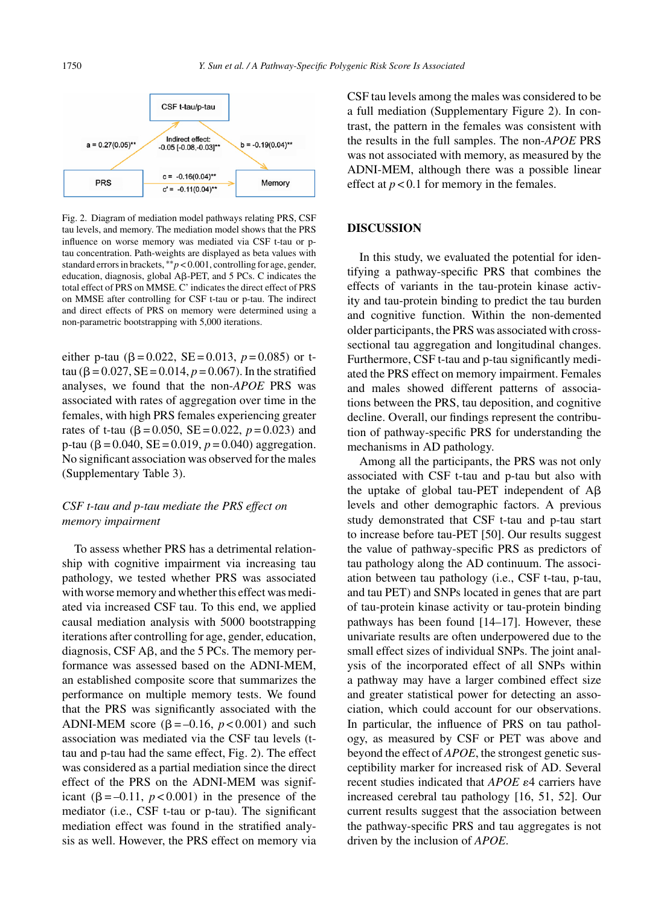CSF t-tau/p-tau

a = 0.27(0.05)**

Indirect effect: -0.05 [-0.08,-0.03]**

b = -0.19(0.04)**

PRS

c = -0.16(0.04)**

c' = -0.11(0.04)**

Memory

Fig. 2. Diagram of mediation model pathways relating PRS, CSF tau levels, and memory. The mediation model shows that the PRS influence on worse memory was mediated via CSF t-tau or p-tau concentration. Path-weights are displayed as beta values with standard errors in brackets, $^{**}p < 0.001$, controlling for age, gender, education, diagnosis, global Aβ-PET, and 5 PCs. C indicates the total effect of PRS on MMSE. C' indicates the direct effect of PRS on MMSE after controlling for CSF t-tau or p-tau. The indirect and direct effects of PRS on memory were determined using a non-parametric bootstrapping with 5,000 iterations.

either p-tau (β = 0.022, SE = 0.013, $p = 0.085$) or t-tau (β = 0.027, SE = 0.014, $p = 0.067$). In the stratified analyses, we found that the non-*APOE* PRS was associated with rates of aggregation over time in the females, with high PRS females experiencing greater rates of t-tau (β = 0.050, SE = 0.022, $p = 0.023$) and p-tau (β = 0.040, SE = 0.019, $p = 0.040$) aggregation. No significant association was observed for the males (Supplementary Table 3).

### *CSF t-tau and p-tau mediate the PRS effect on memory impairment*

To assess whether PRS has a detrimental relationship with cognitive impairment via increasing tau pathology, we tested whether PRS was associated with worse memory and whether this effect was mediated via increased CSF tau. To this end, we applied causal mediation analysis with 5000 bootstrapping iterations after controlling for age, gender, education, diagnosis, CSF Aβ, and the 5 PCs. The memory performance was assessed based on the ADNI-MEM, an established composite score that summarizes the performance on multiple memory tests. We found that the PRS was significantly associated with the ADNI-MEM score (β = –0.16, $p < 0.001$) and such association was mediated via the CSF tau levels (t-tau and p-tau had the same effect, Fig. 2). The effect was considered as a partial mediation since the direct effect of the PRS on the ADNI-MEM was significant (β = –0.11, $p < 0.001$) in the presence of the mediator (i.e., CSF t-tau or p-tau). The significant mediation effect was found in the stratified analysis as well. However, the PRS effect on memory via CSF tau levels among the males was considered to be a full mediation (Supplementary Figure 2). In contrast, the pattern in the females was consistent with the results in the full samples. The non-*APOE* PRS was not associated with memory, as measured by the ADNI-MEM, although there was a possible linear effect at $p < 0.1$ for memory in the females.

## DISCUSSION

In this study, we evaluated the potential for identifying a pathway-specific PRS that combines the effects of variants in the tau-protein kinase activity and tau-protein binding to predict the tau burden and cognitive function. Within the non-demented older participants, the PRS was associated with cross-sectional tau aggregation and longitudinal changes. Furthermore, CSF t-tau and p-tau significantly mediated the PRS effect on memory impairment. Females and males showed different patterns of associations between the PRS, tau deposition, and cognitive decline. Overall, our findings represent the contribution of pathway-specific PRS for understanding the mechanisms in AD pathology.

Among all the participants, the PRS was not only associated with CSF t-tau and p-tau but also with the uptake of global tau-PET independent of Aβ levels and other demographic factors. A previous study demonstrated that CSF t-tau and p-tau start to increase before tau-PET [50]. Our results suggest the value of pathway-specific PRS as predictors of tau pathology along the AD continuum. The association between tau pathology (i.e., CSF t-tau, p-tau, and tau PET) and SNPs located in genes that are part of tau-protein kinase activity or tau-protein binding pathways has been found [14–17]. However, these univariate results are often underpowered due to the small effect sizes of individual SNPs. The joint analysis of the incorporated effect of all SNPs within a pathway may have a larger combined effect size and greater statistical power for detecting an association, which could account for our observations. In particular, the influence of PRS on tau pathology, as measured by CSF or PET was above and beyond the effect of *APOE*, the strongest genetic susceptibility marker for increased risk of AD. Several recent studies indicated that *APOE* ε4 carriers have increased cerebral tau pathology [16, 51, 52]. Our current results suggest that the association between the pathway-specific PRS and tau aggregates is not driven by the inclusion of *APOE*.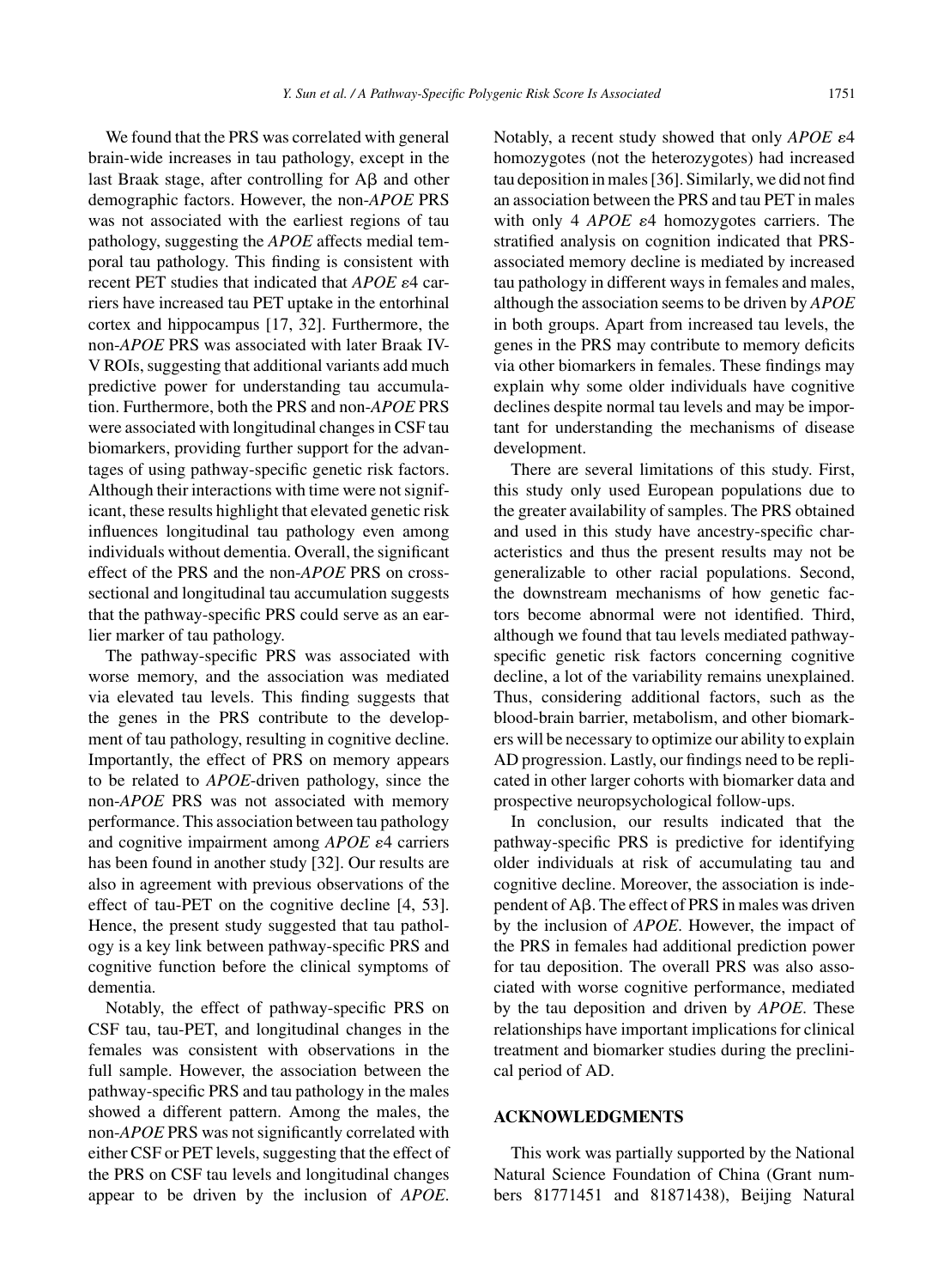We found that the PRS was correlated with general brain-wide increases in tau pathology, except in the last Braak stage, after controlling for Aβ and other demographic factors. However, the non-*APOE* PRS was not associated with the earliest regions of tau pathology, suggesting the *APOE* affects medial temporal tau pathology. This finding is consistent with recent PET studies that indicated that *APOE* ε4 carriers have increased tau PET uptake in the entorhinal cortex and hippocampus [17, 32]. Furthermore, the non-*APOE* PRS was associated with later Braak IV-V ROIs, suggesting that additional variants add much predictive power for understanding tau accumulation. Furthermore, both the PRS and non-*APOE* PRS were associated with longitudinal changes in CSF tau biomarkers, providing further support for the advantages of using pathway-specific genetic risk factors. Although their interactions with time were not significant, these results highlight that elevated genetic risk influences longitudinal tau pathology even among individuals without dementia. Overall, the significant effect of the PRS and the non-*APOE* PRS on cross-sectional and longitudinal tau accumulation suggests that the pathway-specific PRS could serve as an earlier marker of tau pathology.

The pathway-specific PRS was associated with worse memory, and the association was mediated via elevated tau levels. This finding suggests that the genes in the PRS contribute to the development of tau pathology, resulting in cognitive decline. Importantly, the effect of PRS on memory appears to be related to *APOE*-driven pathology, since the non-*APOE* PRS was not associated with memory performance. This association between tau pathology and cognitive impairment among *APOE* ε4 carriers has been found in another study [32]. Our results are also in agreement with previous observations of the effect of tau-PET on the cognitive decline [4, 53]. Hence, the present study suggested that tau pathology is a key link between pathway-specific PRS and cognitive function before the clinical symptoms of dementia.

Notably, the effect of pathway-specific PRS on CSF tau, tau-PET, and longitudinal changes in the females was consistent with observations in the full sample. However, the association between the pathway-specific PRS and tau pathology in the males showed a different pattern. Among the males, the non-*APOE* PRS was not significantly correlated with either CSF or PET levels, suggesting that the effect of the PRS on CSF tau levels and longitudinal changes appear to be driven by the inclusion of *APOE*. Notably, a recent study showed that only *APOE* ε4 homozygotes (not the heterozygotes) had increased tau deposition in males [36]. Similarly, we did not find an association between the PRS and tau PET in males with only 4 *APOE* ε4 homozygotes carriers. The stratified analysis on cognition indicated that PRS-associated memory decline is mediated by increased tau pathology in different ways in females and males, although the association seems to be driven by *APOE* in both groups. Apart from increased tau levels, the genes in the PRS may contribute to memory deficits via other biomarkers in females. These findings may explain why some older individuals have cognitive declines despite normal tau levels and may be important for understanding the mechanisms of disease development.

There are several limitations of this study. First, this study only used European populations due to the greater availability of samples. The PRS obtained and used in this study have ancestry-specific characteristics and thus the present results may not be generalizable to other racial populations. Second, the downstream mechanisms of how genetic factors become abnormal were not identified. Third, although we found that tau levels mediated pathway-specific genetic risk factors concerning cognitive decline, a lot of the variability remains unexplained. Thus, considering additional factors, such as the blood-brain barrier, metabolism, and other biomarkers will be necessary to optimize our ability to explain AD progression. Lastly, our findings need to be replicated in other larger cohorts with biomarker data and prospective neuropsychological follow-ups.

In conclusion, our results indicated that the pathway-specific PRS is predictive for identifying older individuals at risk of accumulating tau and cognitive decline. Moreover, the association is independent of Aβ. The effect of PRS in males was driven by the inclusion of *APOE*. However, the impact of the PRS in females had additional prediction power for tau deposition. The overall PRS was also associated with worse cognitive performance, mediated by the tau deposition and driven by *APOE*. These relationships have important implications for clinical treatment and biomarker studies during the preclinical period of AD.

## ACKNOWLEDGMENTS

This work was partially supported by the National Natural Science Foundation of China (Grant numbers 81771451 and 81871438), Beijing Natural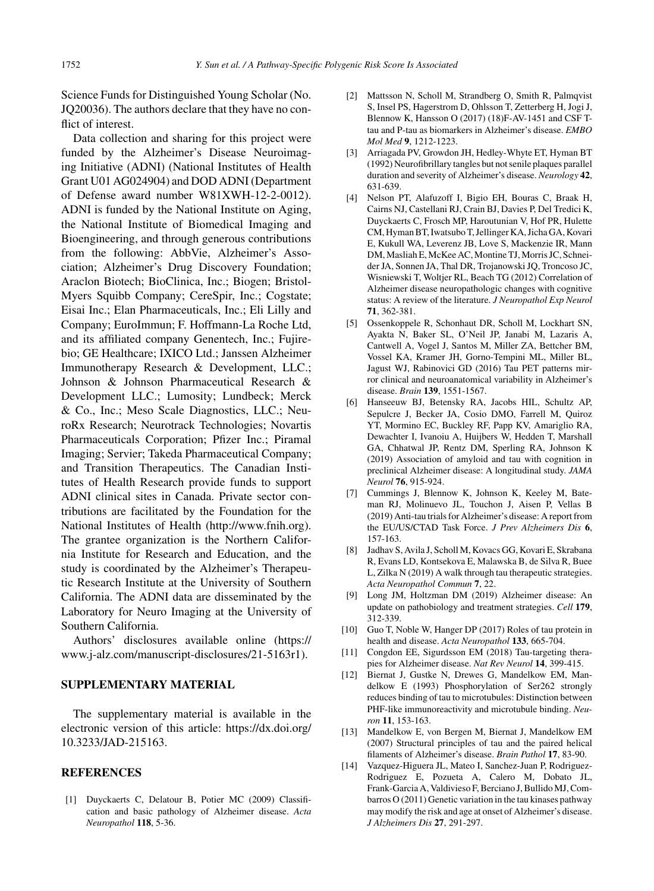Science Funds for Distinguished Young Scholar (No. JQ20036). The authors declare that they have no conflict of interest.

Data collection and sharing for this project were funded by the Alzheimer's Disease Neuroimaging Initiative (ADNI) (National Institutes of Health Grant U01 AG024904) and DOD ADNI (Department of Defense award number W81XWH-12-2-0012). ADNI is funded by the National Institute on Aging, the National Institute of Biomedical Imaging and Bioengineering, and through generous contributions from the following: AbbVie, Alzheimer's Association; Alzheimer's Drug Discovery Foundation; Araclon Biotech; BioClinica, Inc.; Biogen; Bristol-Myers Squibb Company; CereSpir, Inc.; Cogstate; Eisai Inc.; Elan Pharmaceuticals, Inc.; Eli Lilly and Company; EuroImmun; F. Hoffmann-La Roche Ltd, and its affiliated company Genentech, Inc.; Fujirebio; GE Healthcare; IXICO Ltd.; Janssen Alzheimer Immunotherapy Research & Development, LLC.; Johnson & Johnson Pharmaceutical Research & Development LLC.; Lumosity; Lundbeck; Merck & Co., Inc.; Meso Scale Diagnostics, LLC.; NeuroRx Research; Neurotrack Technologies; Novartis Pharmaceuticals Corporation; Pfizer Inc.; Piramal Imaging; Servier; Takeda Pharmaceutical Company; and Transition Therapeutics. The Canadian Institutes of Health Research provide funds to support ADNI clinical sites in Canada. Private sector contributions are facilitated by the Foundation for the National Institutes of Health (http://www.fnih.org). The grantee organization is the Northern California Institute for Research and Education, and the study is coordinated by the Alzheimer's Therapeutic Research Institute at the University of Southern California. The ADNI data are disseminated by the Laboratory for Neuro Imaging at the University of Southern California.

Authors' disclosures available online (https://www.j-alz.com/manuscript-disclosures/21-5163r1).

## SUPPLEMENTARY MATERIAL

The supplementary material is available in the electronic version of this article: https://dx.doi.org/10.3233/JAD-215163.

## REFERENCES

[1] Duyckaerts C, Delatour B, Potier MC (2009) Classification and basic pathology of Alzheimer disease. *Acta Neuropathol* **118**, 5-36.

[2] Mattsson N, Scholl M, Strandberg O, Smith R, Palmqvist S, Insel PS, Hagerstrom D, Ohlsson T, Zetterberg H, Jogi J, Blennow K, Hansson O (2017) (18)F-AV-1451 and CSF T-tau and P-tau as biomarkers in Alzheimer's disease. *EMBO Mol Med* **9**, 1212-1223.

[3] Arriagada PV, Growdon JH, Hedley-Whyte ET, Hyman BT (1992) Neurofibrillary tangles but not senile plaques parallel duration and severity of Alzheimer's disease. *Neurology* **42**, 631-639.

[4] Nelson PT, Alafuzoff I, Bigio EH, Bouras C, Braak H, Cairns NJ, Castellani RJ, Crain BJ, Davies P, Del Tredici K, Duyckaerts C, Frosch MP, Haroutunian V, Hof PR, Hulette CM, Hyman BT, Iwatsubo T, Jellinger KA, Jicha GA, Kovari E, Kukull WA, Leverenz JB, Love S, Mackenzie IR, Mann DM, Masliah E, McKee AC, Montine TJ, Morris JC, Schneider JA, Sonnen JA, Thal DR, Trojanowski JQ, Troncoso JC, Wisniewski T, Woltjer RL, Beach TG (2012) Correlation of Alzheimer disease neuropathologic changes with cognitive status: A review of the literature. *J Neuropathol Exp Neurol* **71**, 362-381.

[5] Ossenkoppele R, Schonhaut DR, Scholl M, Lockhart SN, Ayakta N, Baker SL, O'Neil JP, Janabi M, Lazaris A, Cantwell A, Vogel J, Santos M, Miller ZA, Bettcher BM, Vossel KA, Kramer JH, Gorno-Tempini ML, Miller BL, Jagust WJ, Rabinovici GD (2016) Tau PET patterns mirror clinical and neuroanatomical variability in Alzheimer's disease. *Brain* **139**, 1551-1567.

[6] Hanseeuw BJ, Betensky RA, Jacobs HIL, Schultz AP, Sepulcre J, Becker JA, Cosio DMO, Farrell M, Quiroz YT, Mormino EC, Buckley RF, Papp KV, Amariglio RA, Dewachter I, Ivanoiu A, Huijbers W, Hedden T, Marshall GA, Chhatwal JP, Rentz DM, Sperling RA, Johnson K (2019) Association of amyloid and tau with cognition in preclinical Alzheimer disease: A longitudinal study. *JAMA Neurol* **76**, 915-924.

[7] Cummings J, Blennow K, Johnson K, Keeley M, Bateman RJ, Molinuevo JL, Touchon J, Aisen P, Vellas B (2019) Anti-tau trials for Alzheimer's disease: A report from the EU/US/CTAD Task Force. *J Prev Alzheimers Dis* **6**, 157-163.

[8] Jadhav S, Avila J, Scholl M, Kovacs GG, Kovari E, Skrabana R, Evans LD, Kontsekova E, Malawska B, de Silva R, Buee L, Zilka N (2019) A walk through tau therapeutic strategies. *Acta Neuropathol Commun* **7**, 22.

[9] Long JM, Holtzman DM (2019) Alzheimer disease: An update on pathobiology and treatment strategies. *Cell* **179**, 312-339.

[10] Guo T, Noble W, Hanger DP (2017) Roles of tau protein in health and disease. *Acta Neuropathol* **133**, 665-704.

[11] Congdon EE, Sigurdsson EM (2018) Tau-targeting therapies for Alzheimer disease. *Nat Rev Neurol* **14**, 399-415.

[12] Biernat J, Gustke N, Drewes G, Mandelkow EM, Mandelkow E (1993) Phosphorylation of Ser262 strongly reduces binding of tau to microtubules: Distinction between PHF-like immunoreactivity and microtubule binding. *Neuron* **11**, 153-163.

[13] Mandelkow E, von Bergen M, Biernat J, Mandelkow EM (2007) Structural principles of tau and the paired helical filaments of Alzheimer's disease. *Brain Pathol* **17**, 83-90.

[14] Vazquez-Higuera JL, Mateo I, Sanchez-Juan P, Rodriguez-Rodriguez E, Pozueta A, Calero M, Dobato JL, Frank-Garcia A, Valdivieso F, Berciano J, Bullido MJ, Combarros O (2011) Genetic variation in the tau kinases pathway may modify the risk and age at onset of Alzheimer's disease. *J Alzheimers Dis* **27**, 291-297.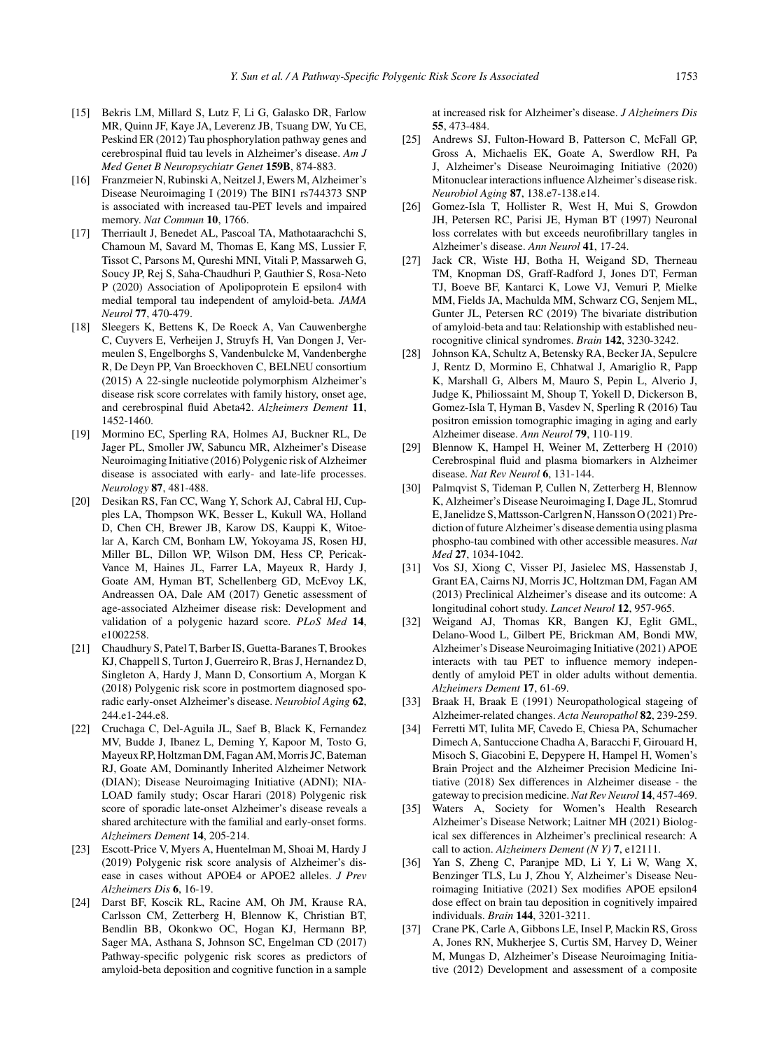[15] Bekris LM, Millard S, Lutz F, Li G, Galasko DR, Farlow MR, Quinn JF, Kaye JA, Leverenz JB, Tsuang DW, Yu CE, Peskind ER (2012) Tau phosphorylation pathway genes and cerebrospinal fluid tau levels in Alzheimer's disease. *Am J Med Genet B Neuropsychiatr Genet* **159B**, 874-883.

[16] Franzmeier N, Rubinski A, Neitzel J, Ewers M, Alzheimer's Disease Neuroimaging I (2019) The BIN1 rs744373 SNP is associated with increased tau-PET levels and impaired memory. *Nat Commun* **10**, 1766.

[17] Therriault J, Benedet AL, Pascoal TA, Mathotaarachchi S, Chamoun M, Savard M, Thomas E, Kang MS, Lussier F, Tissot C, Parsons M, Qureshi MNI, Vitali P, Massarweh G, Soucy JP, Rej S, Saha-Chaudhuri P, Gauthier S, Rosa-Neto P (2020) Association of Apolipoprotein E epsilon4 with medial temporal tau independent of amyloid-beta. *JAMA Neurol* **77**, 470-479.

[18] Sleegers K, Bettens K, De Roeck A, Van Cauwenberghe C, Cuyvers E, Verheijen J, Struyfs H, Van Dongen J, Vermeulen S, Engelborghs S, Vandenbulcke M, Vandenberghe R, De Deyn PP, Van Broeckhoven C, BELNEU consortium (2015) A 22-single nucleotide polymorphism Alzheimer's disease risk score correlates with family history, onset age, and cerebrospinal fluid Abeta42. *Alzheimers Dement* **11**, 1452-1460.

[19] Mormino EC, Sperling RA, Holmes AJ, Buckner RL, De Jager PL, Smoller JW, Sabuncu MR, Alzheimer's Disease Neuroimaging Initiative (2016) Polygenic risk of Alzheimer disease is associated with early- and late-life processes. *Neurology* **87**, 481-488.

[20] Desikan RS, Fan CC, Wang Y, Schork AJ, Cabral HJ, Cupples LA, Thompson WK, Besser L, Kukull WA, Holland D, Chen CH, Brewer JB, Karow DS, Kauppi K, Witoelar A, Karch CM, Bonham LW, Yokoyama JS, Rosen HJ, Miller BL, Dillon WP, Wilson DM, Hess CP, Pericak-Vance M, Haines JL, Farrer LA, Mayeux R, Hardy J, Goate AM, Hyman BT, Schellenberg GD, McEvoy LK, Andreassen OA, Dale AM (2017) Genetic assessment of age-associated Alzheimer disease risk: Development and validation of a polygenic hazard score. *PLoS Med* **14**, e1002258.

[21] Chaudhury S, Patel T, Barber IS, Guetta-Baranes T, Brookes KJ, Chappell S, Turton J, Guerreiro R, Bras J, Hernandez D, Singleton A, Hardy J, Mann D, Consortium A, Morgan K (2018) Polygenic risk score in postmortem diagnosed sporadic early-onset Alzheimer's disease. *Neurobiol Aging* **62**, 244.e1-244.e8.

[22] Cruchaga C, Del-Aguila JL, Saef B, Black K, Fernandez MV, Budde J, Ibanez L, Deming Y, Kapoor M, Tosto G, Mayeux RP, Holtzman DM, Fagan AM, Morris JC, Bateman RJ, Goate AM, Dominantly Inherited Alzheimer Network (DIAN); Disease Neuroimaging Initiative (ADNI); NIA-LOAD family study; Oscar Harari (2018) Polygenic risk score of sporadic late-onset Alzheimer's disease reveals a shared architecture with the familial and early-onset forms. *Alzheimers Dement* **14**, 205-214.

[23] Escott-Price V, Myers A, Huentelman M, Shoai M, Hardy J (2019) Polygenic risk score analysis of Alzheimer's disease in cases without APOE4 or APOE2 alleles. *J Prev Alzheimers Dis* **6**, 16-19.

[24] Darst BF, Koscik RL, Racine AM, Oh JM, Krause RA, Carlsson CM, Zetterberg H, Blennow K, Christian BT, Bendlin BB, Okonkwo OC, Hogan KJ, Hermann BP, Sager MA, Asthana S, Johnson SC, Engelman CD (2017) Pathway-specific polygenic risk scores as predictors of amyloid-beta deposition and cognitive function in a sample at increased risk for Alzheimer's disease. *J Alzheimers Dis* **55**, 473-484.

[25] Andrews SJ, Fulton-Howard B, Patterson C, McFall GP, Gross A, Michaelis EK, Goate A, Swerdlow RH, Pa J, Alzheimer's Disease Neuroimaging Initiative (2020) Mitonuclear interactions influence Alzheimer's disease risk. *Neurobiol Aging* **87**, 138.e7-138.e14.

[26] Gomez-Isla T, Hollister R, West H, Mui S, Growdon JH, Petersen RC, Parisi JE, Hyman BT (1997) Neuronal loss correlates with but exceeds neurofibrillary tangles in Alzheimer's disease. *Ann Neurol* **41**, 17-24.

[27] Jack CR, Wiste HJ, Botha H, Weigand SD, Therneau TM, Knopman DS, Graff-Radford J, Jones DT, Ferman TJ, Boeve BF, Kantarci K, Lowe VJ, Vemuri P, Mielke MM, Fields JA, Machulda MM, Schwarz CG, Senjem ML, Gunter JL, Petersen RC (2019) The bivariate distribution of amyloid-beta and tau: Relationship with established neurocognitive clinical syndromes. *Brain* **142**, 3230-3242.

[28] Johnson KA, Schultz A, Betensky RA, Becker JA, Sepulcre J, Rentz D, Mormino E, Chhatwal J, Amariglio R, Papp K, Marshall G, Albers M, Mauro S, Pepin L, Alverio J, Judge K, Philiossaint M, Shoup T, Yokell D, Dickerson B, Gomez-Isla T, Hyman B, Vasdev N, Sperling R (2016) Tau positron emission tomographic imaging in aging and early Alzheimer disease. *Ann Neurol* **79**, 110-119.

[29] Blennow K, Hampel H, Weiner M, Zetterberg H (2010) Cerebrospinal fluid and plasma biomarkers in Alzheimer disease. *Nat Rev Neurol* **6**, 131-144.

[30] Palmqvist S, Tideman P, Cullen N, Zetterberg H, Blennow K, Alzheimer's Disease Neuroimaging I, Dage JL, Stomrud E, Janelidze S, Mattsson-Carlgren N, Hansson O (2021) Prediction of future Alzheimer's disease dementia using plasma phospho-tau combined with other accessible measures. *Nat Med* **27**, 1034-1042.

[31] Vos SJ, Xiong C, Visser PJ, Jasielec MS, Hassenstab J, Grant EA, Cairns NJ, Morris JC, Holtzman DM, Fagan AM (2013) Preclinical Alzheimer's disease and its outcome: A longitudinal cohort study. *Lancet Neurol* **12**, 957-965.

[32] Weigand AJ, Thomas KR, Bangen KJ, Eglit GML, Delano-Wood L, Gilbert PE, Brickman AM, Bondi MW, Alzheimer's Disease Neuroimaging Initiative (2021) APOE interacts with tau PET to influence memory independently of amyloid PET in older adults without dementia. *Alzheimers Dement* **17**, 61-69.

[33] Braak H, Braak E (1991) Neuropathological stageing of Alzheimer-related changes. *Acta Neuropathol* **82**, 239-259.

[34] Ferretti MT, Iulita MF, Cavedo E, Chiesa PA, Schumacher Dimech A, Santuccione Chadha A, Baracchi F, Girouard H, Misoch S, Giacobini E, Depypere H, Hampel H, Women's Brain Project and the Alzheimer Precision Medicine Initiative (2018) Sex differences in Alzheimer disease - the gateway to precision medicine. *Nat Rev Neurol* **14**, 457-469.

[35] Waters A, Society for Women's Health Research Alzheimer's Disease Network; Laitner MH (2021) Biological sex differences in Alzheimer's preclinical research: A call to action. *Alzheimers Dement (N Y)* **7**, e12111.

[36] Yan S, Zheng C, Paranjpe MD, Li Y, Li W, Wang X, Benzinger TLS, Lu J, Zhou Y, Alzheimer's Disease Neuroimaging Initiative (2021) Sex modifies APOE epsilon4 dose effect on brain tau deposition in cognitively impaired individuals. *Brain* **144**, 3201-3211.

[37] Crane PK, Carle A, Gibbons LE, Insel P, Mackin RS, Gross A, Jones RN, Mukherjee S, Curtis SM, Harvey D, Weiner M, Mungas D, Alzheimer's Disease Neuroimaging Initiative (2012) Development and assessment of a composite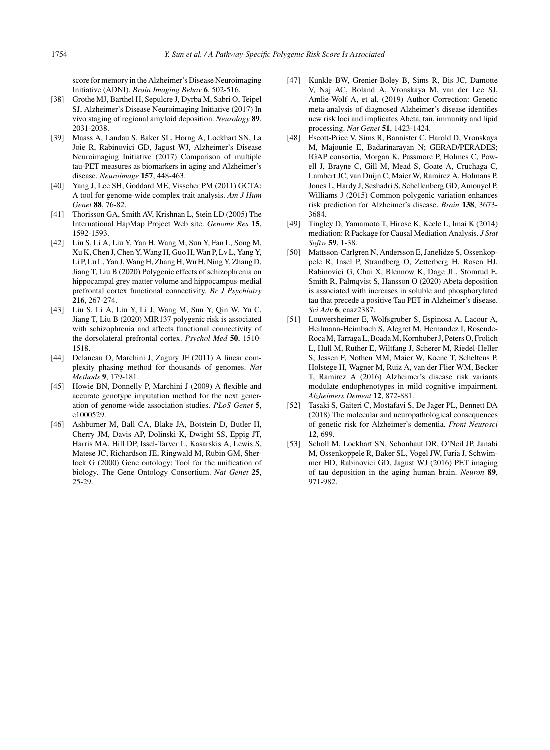score for memory in the Alzheimer's Disease Neuroimaging Initiative (ADNI). *Brain Imaging Behav* **6**, 502-516.

[38] Grothe MJ, Barthel H, Sepulcre J, Dyrba M, Sabri O, Teipel SJ, Alzheimer's Disease Neuroimaging Initiative (2017) In vivo staging of regional amyloid deposition. *Neurology* **89**, 2031-2038.

[39] Maass A, Landau S, Baker SL, Horng A, Lockhart SN, La Joie R, Rabinovici GD, Jagust WJ, Alzheimer's Disease Neuroimaging Initiative (2017) Comparison of multiple tau-PET measures as biomarkers in aging and Alzheimer's disease. *Neuroimage* **157**, 448-463.

[40] Yang J, Lee SH, Goddard ME, Visscher PM (2011) GCTA: A tool for genome-wide complex trait analysis. *Am J Hum Genet* **88**, 76-82.

[41] Thorisson GA, Smith AV, Krishnan L, Stein LD (2005) The International HapMap Project Web site. *Genome Res* **15**, 1592-1593.

[42] Liu S, Li A, Liu Y, Yan H, Wang M, Sun Y, Fan L, Song M, Xu K, Chen J, Chen Y, Wang H, Guo H, Wan P, Lv L, Yang Y, Li P, Lu L, Yan J, Wang H, Zhang H, Wu H, Ning Y, Zhang D, Jiang T, Liu B (2020) Polygenic effects of schizophrenia on hippocampal grey matter volume and hippocampus-medial prefrontal cortex functional connectivity. *Br J Psychiatry* **216**, 267-274.

[43] Liu S, Li A, Liu Y, Li J, Wang M, Sun Y, Qin W, Yu C, Jiang T, Liu B (2020) MIR137 polygenic risk is associated with schizophrenia and affects functional connectivity of the dorsolateral prefrontal cortex. *Psychol Med* **50**, 1510-1518.

[44] Delaneau O, Marchini J, Zagury JF (2011) A linear complexity phasing method for thousands of genomes. *Nat Methods* **9**, 179-181.

[45] Howie BN, Donnelly P, Marchini J (2009) A flexible and accurate genotype imputation method for the next generation of genome-wide association studies. *PLoS Genet* **5**, e1000529.

[46] Ashburner M, Ball CA, Blake JA, Botstein D, Butler H, Cherry JM, Davis AP, Dolinski K, Dwight SS, Eppig JT, Harris MA, Hill DP, Issel-Tarver L, Kasarskis A, Lewis S, Matese JC, Richardson JE, Ringwald M, Rubin GM, Sherlock G (2000) Gene ontology: Tool for the unification of biology. The Gene Ontology Consortium. *Nat Genet* **25**, 25-29.

[47] Kunkle BW, Grenier-Boley B, Sims R, Bis JC, Damotte V, Naj AC, Boland A, Vronskaya M, van der Lee SJ, Amlie-Wolf A, et al. (2019) Author Correction: Genetic meta-analysis of diagnosed Alzheimer's disease identifies new risk loci and implicates Abeta, tau, immunity and lipid processing. *Nat Genet* **51**, 1423-1424.

[48] Escott-Price V, Sims R, Bannister C, Harold D, Vronskaya M, Majounie E, Badarinarayan N; GERAD/PERADES; IGAP consortia, Morgan K, Passmore P, Holmes C, Powell J, Brayne C, Gill M, Mead S, Goate A, Cruchaga C, Lambert JC, van Duijn C, Maier W, Ramirez A, Holmans P, Jones L, Hardy J, Seshadri S, Schellenberg GD, Amouyel P, Williams J (2015) Common polygenic variation enhances risk prediction for Alzheimer's disease. *Brain* **138**, 3673-3684.

[49] Tingley D, Yamamoto T, Hirose K, Keele L, Imai K (2014) mediation: R Package for Causal Mediation Analysis. *J Stat Softw* **59**, 1-38.

[50] Mattsson-Carlgren N, Andersson E, Janelidze S, Ossenkoppele R, Insel P, Strandberg O, Zetterberg H, Rosen HJ, Rabinovici G, Chai X, Blennow K, Dage JL, Stomrud E, Smith R, Palmqvist S, Hansson O (2020) Abeta deposition is associated with increases in soluble and phosphorylated tau that precede a positive Tau PET in Alzheimer's disease. *Sci Adv* **6**, eaaz2387.

[51] Louwersheimer E, Wolfsgruber S, Espinosa A, Lacour A, Heilmann-Heimbach S, Alegret M, Hernandez I, Rosende-Roca M, Tarraga L, Boada M, Kornhuber J, Peters O, Frolich L, Hull M, Ruther E, Wiltfang J, Scherer M, Riedel-Heller S, Jessen F, Nothen MM, Maier W, Koene T, Scheltens P, Holstege H, Wagner M, Ruiz A, van der Flier WM, Becker T, Ramirez A (2016) Alzheimer's disease risk variants modulate endophenotypes in mild cognitive impairment. *Alzheimers Dement* **12**, 872-881.

[52] Tasaki S, Gaiteri C, Mostafavi S, De Jager PL, Bennett DA (2018) The molecular and neuropathological consequences of genetic risk for Alzheimer's dementia. *Front Neurosci* **12**, 699.

[53] Scholl M, Lockhart SN, Schonhaut DR, O'Neil JP, Janabi M, Ossenkoppele R, Baker SL, Vogel JW, Faria J, Schwimmer HD, Rabinovici GD, Jagust WJ (2016) PET imaging of tau deposition in the aging human brain. *Neuron* **89**, 971-982.